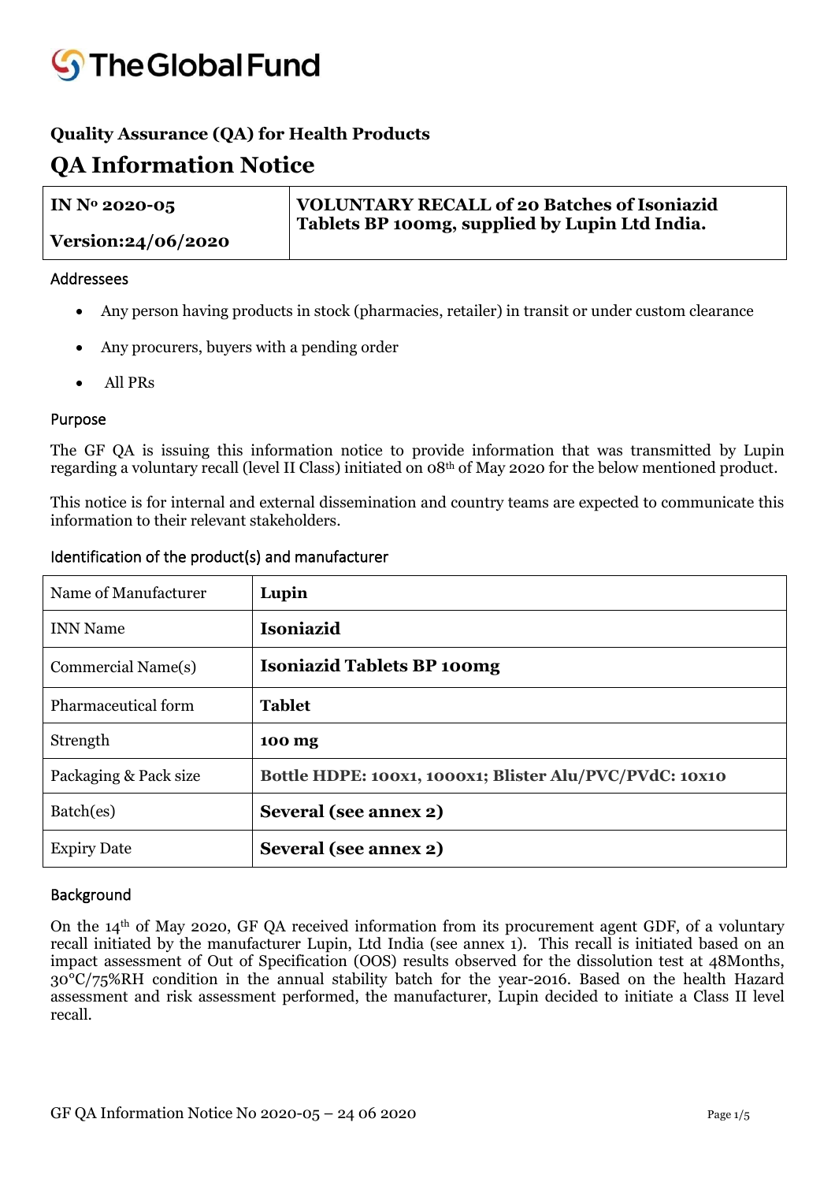# The Global Fund

## Quality Assurance (QA) for Health Products

# QA Information Notice

| | |
|---|---|
| **IN Nº 2020-05**<br>**Version:24/06/2020** | **VOLUNTARY RECALL of 20 Batches of Isoniazid Tablets BP 100mg, supplied by Lupin Ltd India.** |

### Addressees

- Any person having products in stock (pharmacies, retailer) in transit or under custom clearance
- Any procurers, buyers with a pending order
- All PRs

### Purpose

The GF QA is issuing this information notice to provide information that was transmitted by Lupin regarding a voluntary recall (level II Class) initiated on 08th of May 2020 for the below mentioned product.

This notice is for internal and external dissemination and country teams are expected to communicate this information to their relevant stakeholders.

### Identification of the product(s) and manufacturer

| | |
|---|---|
| Name of Manufacturer | **Lupin** |
| INN Name | **Isoniazid** |
| Commercial Name(s) | **Isoniazid Tablets BP 100mg** |
| Pharmaceutical form | **Tablet** |
| Strength | **100 mg** |
| Packaging & Pack size | **Bottle HDPE: 100x1, 1000x1; Blister Alu/PVC/PVdC: 10x10** |
| Batch(es) | **Several (see annex 2)** |
| Expiry Date | **Several (see annex 2)** |

### Background

On the 14th of May 2020, GF QA received information from its procurement agent GDF, of a voluntary recall initiated by the manufacturer Lupin, Ltd India (see annex 1). This recall is initiated based on an impact assessment of Out of Specification (OOS) results observed for the dissolution test at 48Months, 30°C/75%RH condition in the annual stability batch for the year-2016. Based on the health Hazard assessment and risk assessment performed, the manufacturer, Lupin decided to initiate a Class II level recall.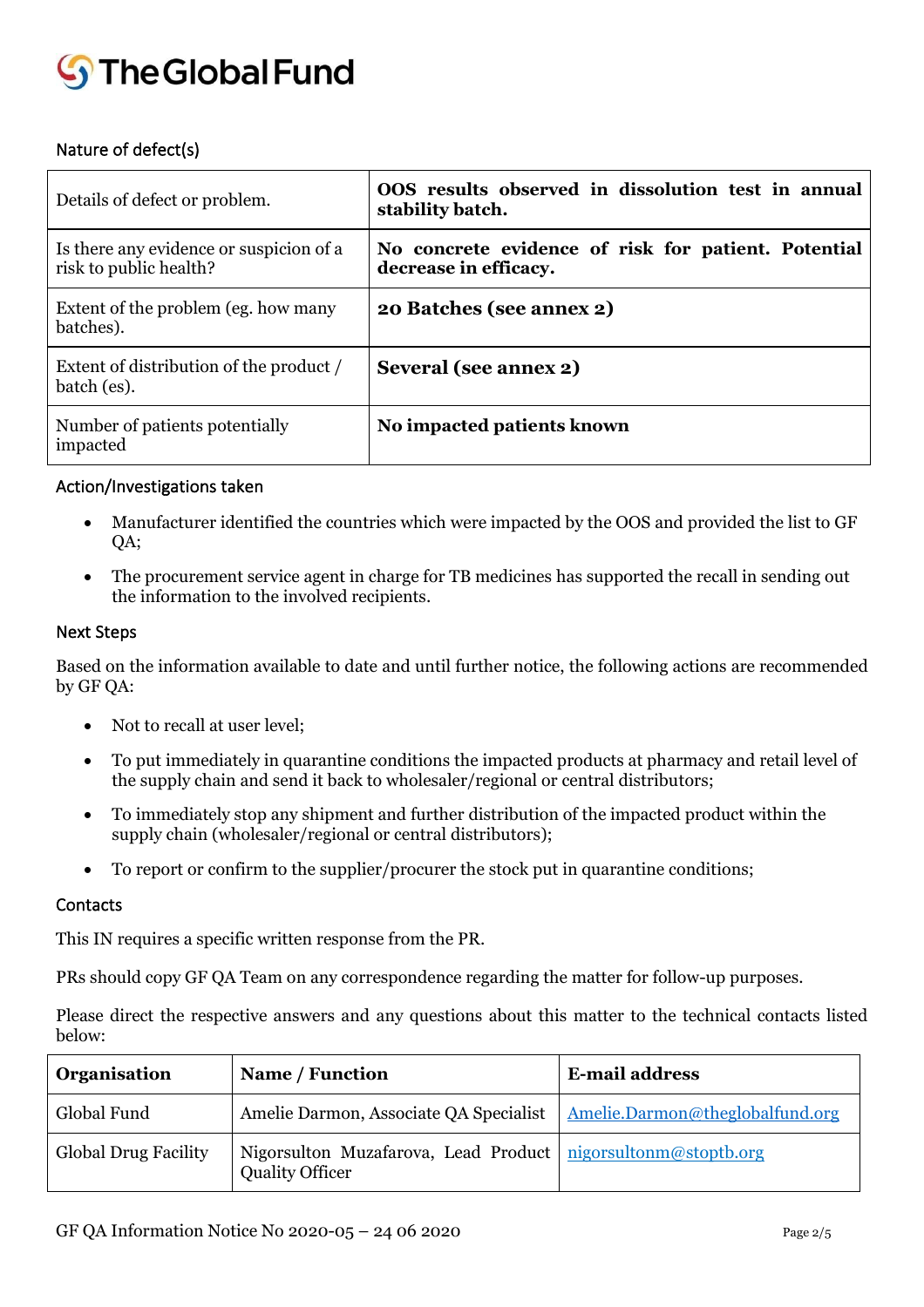## Nature of defect(s)

| | |
|---|---|
| Details of defect or problem. | **OOS results observed in dissolution test in annual stability batch.** |
| Is there any evidence or suspicion of a risk to public health? | **No concrete evidence of risk for patient. Potential decrease in efficacy.** |
| Extent of the problem (eg. how many batches). | **20 Batches (see annex 2)** |
| Extent of distribution of the product / batch (es). | **Several (see annex 2)** |
| Number of patients potentially impacted | **No impacted patients known** |

## Action/Investigations taken

- Manufacturer identified the countries which were impacted by the OOS and provided the list to GF QA;
- The procurement service agent in charge for TB medicines has supported the recall in sending out the information to the involved recipients.

## Next Steps

Based on the information available to date and until further notice, the following actions are recommended by GF QA:

- Not to recall at user level;
- To put immediately in quarantine conditions the impacted products at pharmacy and retail level of the supply chain and send it back to wholesaler/regional or central distributors;
- To immediately stop any shipment and further distribution of the impacted product within the supply chain (wholesaler/regional or central distributors);
- To report or confirm to the supplier/procurer the stock put in quarantine conditions;

## Contacts

This IN requires a specific written response from the PR.

PRs should copy GF QA Team on any correspondence regarding the matter for follow-up purposes.

Please direct the respective answers and any questions about this matter to the technical contacts listed below:

| Organisation | Name / Function | E-mail address |
|---|---|---|
| Global Fund | Amelie Darmon, Associate QA Specialist | Amelie.Darmon@theglobalfund.org |
| Global Drug Facility | Nigorsulton Muzafarova, Lead Product Quality Officer | nigorsultonm@stoptb.org |

GF QA Information Notice No 2020-05 – 24 06 2020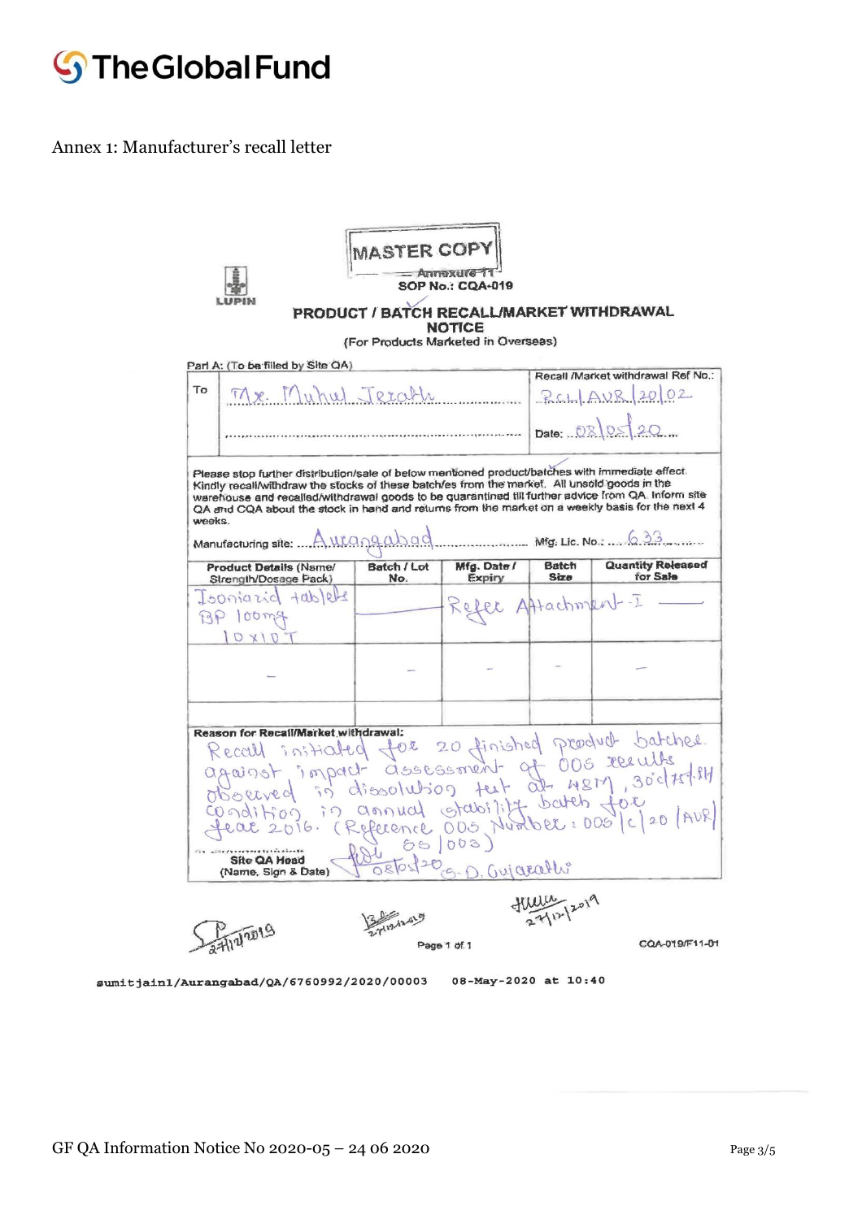# The Global Fund

Annex 1: Manufacturer's recall letter

MASTER COPY

~~Annexure 11~~

SOP No.: CQA-019

LUPIN

**PRODUCT / BATCH RECALL/MARKET WITHDRAWAL NOTICE**

(For Products Marketed in Overseas)

Part A: (To be filled by Site QA)

| | |
|---|---|
| To: Mr. Mukul Jerath | Recall /Market withdrawal Ref No.: RCL/AUR/20/02 |
| | Date: 08/05/20 |

Please stop further distribution/sale of below mentioned product/batches with immediate affect. Kindly recall/withdraw the stocks of these batch/es from the market. All unsold goods in the warehouse and recalled/withdrawal goods to be quarantined till further advice from QA. Inform site QA and CQA about the stock in hand and returns from the market on a weekly basis for the next 4 weeks.

Manufacturing site: Aurangabad Mfg. Lic. No.: 633

| Product Details (Name/ Strength/Dosage Pack) | Batch / Lot No. | Mfg. Date / Expiry | Batch Size | Quantity Released for Sale |
|---|---|---|---|---|
| Isoniazid tablets BP 100mg 10x10T | | Refer Attachment-I | | |
| - | - | - | - | - |
| | | | | |

**Reason for Recall/Market withdrawal:**

Recall initiated for 20 finished product batches against impact assessment of OOS results observed in dissolution test at 48M, 30°c/75%RH condition in annual stability batch for year 2016. (Reference OOS Number: OOS/C/20/AUR/05/003)

Site QA Head (Name, Sign & Date): for 08/05/20 S.D. Gujarathi

27/12/2019 27/12/2019 27/12/2019

CQA-019/F11-01

sumitjain1/Aurangabad/QA/6760992/2020/00003 08-May-2020 at 10:40

GF QA Information Notice No 2020-05 – 24 06 2020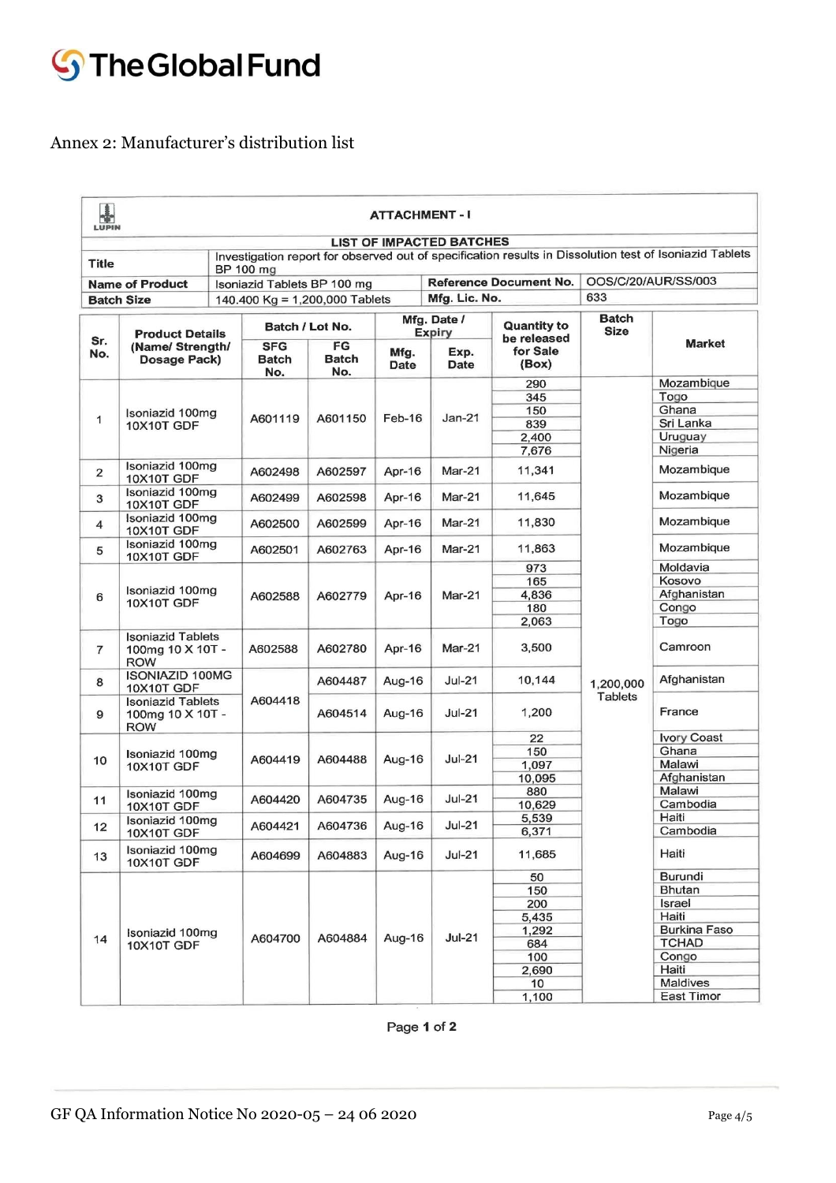## Annex 2: Manufacturer's distribution list

**LUPIN**

**ATTACHMENT - I**

**LIST OF IMPACTED BATCHES**

| | | | |
|---|---|---|---|
| **Title** | Investigation report for observed out of specification results in Dissolution test of Isoniazid Tablets BP 100 mg | | |
| **Name of Product** | Isoniazid Tablets BP 100 mg | **Reference Document No.** | OOS/C/20/AUR/SS/003 |
| **Batch Size** | 140.400 Kg = 1,200,000 Tablets | **Mfg. Lic. No.** | 633 |

| Sr. No. | Product Details (Name/ Strength/ Dosage Pack) | Batch / Lot No. | | Mfg. Date / Expiry | | Quantity to be released for Sale (Box) | Batch Size | Market |
|---|---|---|---|---|---|---|---|---|
| | | SFG Batch No. | FG Batch No. | Mfg. Date | Exp. Date | | | |
| 1 | Isoniazid 100mg 10X10T GDF | A601119 | A601150 | Feb-16 | Jan-21 | 290 | 1,200,000 Tablets | Mozambique |
| | | | | | | 345 | | Togo |
| | | | | | | 150 | | Ghana |
| | | | | | | 839 | | Sri Lanka |
| | | | | | | 2,400 | | Uruguay |
| | | | | | | 7,676 | | Nigeria |
| 2 | Isoniazid 100mg 10X10T GDF | A602498 | A602597 | Apr-16 | Mar-21 | 11,341 | | Mozambique |
| 3 | Isoniazid 100mg 10X10T GDF | A602499 | A602598 | Apr-16 | Mar-21 | 11,645 | | Mozambique |
| 4 | Isoniazid 100mg 10X10T GDF | A602500 | A602599 | Apr-16 | Mar-21 | 11,830 | | Mozambique |
| 5 | Isoniazid 100mg 10X10T GDF | A602501 | A602763 | Apr-16 | Mar-21 | 11,863 | | Mozambique |
| 6 | Isoniazid 100mg 10X10T GDF | A602588 | A602779 | Apr-16 | Mar-21 | 973 | | Moldavia |
| | | | | | | 165 | | Kosovo |
| | | | | | | 4,836 | | Afghanistan |
| | | | | | | 180 | | Congo |
| | | | | | | 2,063 | | Togo |
| 7 | Isoniazid Tablets 100mg 10 X 10T - ROW | A602588 | A602780 | Apr-16 | Mar-21 | 3,500 | | Camroon |
| 8 | ISONIAZID 100MG 10X10T GDF | A604418 | A604487 | Aug-16 | Jul-21 | 10,144 | | Afghanistan |
| 9 | Isoniazid Tablets 100mg 10 X 10T - ROW | | A604514 | Aug-16 | Jul-21 | 1,200 | | France |
| 10 | Isoniazid 100mg 10X10T GDF | A604419 | A604488 | Aug-16 | Jul-21 | 22 | | Ivory Coast |
| | | | | | | 150 | | Ghana |
| | | | | | | 1,097 | | Malawi |
| | | | | | | 10,095 | | Afghanistan |
| 11 | Isoniazid 100mg 10X10T GDF | A604420 | A604735 | Aug-16 | Jul-21 | 880 | | Malawi |
| | | | | | | 10,629 | | Cambodia |
| 12 | Isoniazid 100mg 10X10T GDF | A604421 | A604736 | Aug-16 | Jul-21 | 5,539 | | Haiti |
| | | | | | | 6,371 | | Cambodia |
| 13 | Isoniazid 100mg 10X10T GDF | A604699 | A604883 | Aug-16 | Jul-21 | 11,685 | | Haiti |
| 14 | Isoniazid 100mg 10X10T GDF | A604700 | A604884 | Aug-16 | Jul-21 | 50 | | Burundi |
| | | | | | | 150 | | Bhutan |
| | | | | | | 200 | | Israel |
| | | | | | | 5,435 | | Haiti |
| | | | | | | 1,292 | | Burkina Faso |
| | | | | | | 684 | | TCHAD |
| | | | | | | 100 | | Congo |
| | | | | | | 2,690 | | Haiti |
| | | | | | | 10 | | Maldives |
| | | | | | | 1,100 | | East Timor |

Page **1** of **2**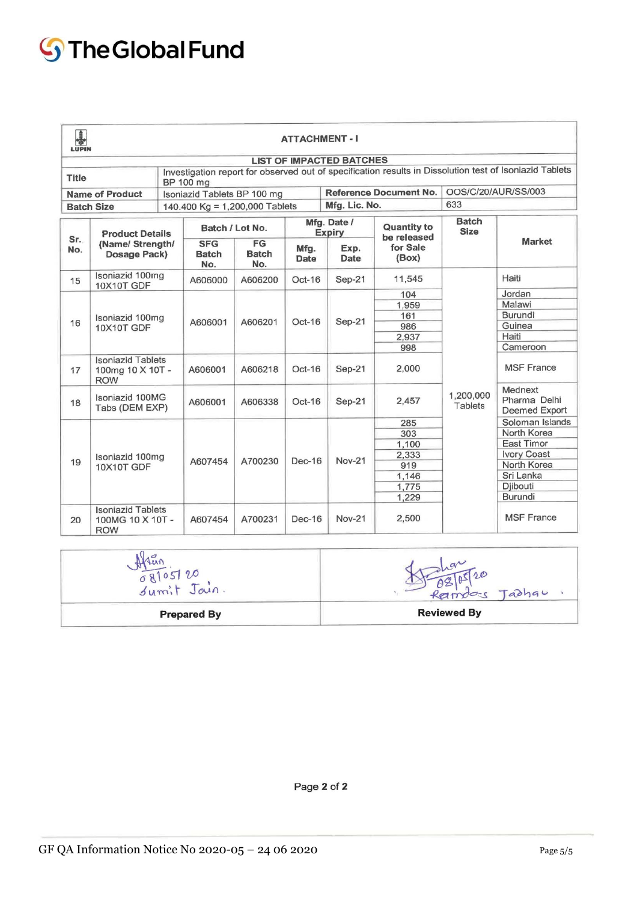LUPIN

**ATTACHMENT - I**

**LIST OF IMPACTED BATCHES**

| | |
|---|---|
| **Title** | Investigation report for observed out of specification results in Dissolution test of Isoniazid Tablets BP 100 mg |
| **Name of Product** | Isoniazid Tablets BP 100 mg |
| **Reference Document No.** | OOS/C/20/AUR/SS/003 |
| **Batch Size** | 140.400 Kg = 1,200,000 Tablets |
| **Mfg. Lic. No.** | 633 |

| Sr. No. | Product Details (Name/ Strength/ Dosage Pack) | Batch / Lot No. | | Mfg. Date / Expiry | | Quantity to be released for Sale (Box) | Batch Size | Market |
|---|---|---|---|---|---|---|---|---|
| | | SFG Batch No. | FG Batch No. | Mfg. Date | Exp. Date | | | |
| 15 | Isoniazid 100mg 10X10T GDF | A606000 | A606200 | Oct-16 | Sep-21 | 11,545 | 1,200,000 Tablets | Haiti |
| 16 | Isoniazid 100mg 10X10T GDF | A606001 | A606201 | Oct-16 | Sep-21 | 104 | | Jordan |
| | | | | | | 1,959 | | Malawi |
| | | | | | | 161 | | Burundi |
| | | | | | | 986 | | Guinea |
| | | | | | | 2,937 | | Haiti |
| | | | | | | 998 | | Cameroon |
| 17 | Isoniazid Tablets 100mg 10 X 10T - ROW | A606001 | A606218 | Oct-16 | Sep-21 | 2,000 | | MSF France |
| 18 | Isoniazid 100MG Tabs (DEM EXP) | A606001 | A606338 | Oct-16 | Sep-21 | 2,457 | | Mednext Pharma Delhi Deemed Export |
| 19 | Isoniazid 100mg 10X10T GDF | A607454 | A700230 | Dec-16 | Nov-21 | 285 | | Soloman Islands |
| | | | | | | 303 | | North Korea |
| | | | | | | 1,100 | | East Timor |
| | | | | | | 2,333 | | Ivory Coast |
| | | | | | | 919 | | North Korea |
| | | | | | | 1,146 | | Sri Lanka |
| | | | | | | 1,775 | | Djibouti |
| | | | | | | 1,229 | | Burundi |
| 20 | Isoniazid Tablets 100MG 10 X 10T - ROW | A607454 | A700231 | Dec-16 | Nov-21 | 2,500 | | MSF France |

| | |
|---|---|
| 08/05/20 Sumit Jain. | 08/05/20 Ramdas Jadhav |
| **Prepared By** | **Reviewed By** |

GF QA Information Notice No 2020-05 – 24 06 2020